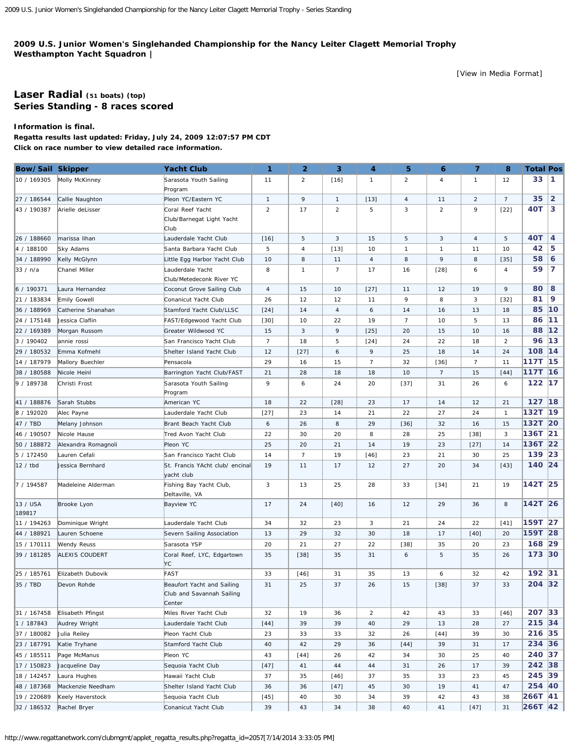**2009 U.S. Junior Women's Singlehanded Championship for the Nancy Leiter Clagett Memorial Trophy**
**Westhampton Yacht Squadron |**

[View in Media Format]

## Laser Radial (51 boats) (top)
## Series Standing - 8 races scored

**Information is final.**
**Regatta results last updated: Friday, July 24, 2009 12:07:57 PM CDT**
**Click on race number to view detailed race information.**

| Bow/Sail | Skipper | Yacht Club | 1 | 2 | 3 | 4 | 5 | 6 | 7 | 8 | Total | Pos |
|---|---|---|---|---|---|---|---|---|---|---|---|---|
| 10 / 169305 | Molly McKinney | Sarasota Youth Sailing Program | 11 | 2 | [16] | 1 | 2 | 4 | 1 | 12 | 33 | 1 |
| 27 / 186544 | Callie Naughton | Pleon YC/Eastern YC | 1 | 9 | 1 | [13] | 4 | 11 | 2 | 7 | 35 | 2 |
| 43 / 190387 | Arielle deLisser | Coral Reef Yacht Club/Barnegat Light Yacht Club | 2 | 17 | 2 | 5 | 3 | 2 | 9 | [22] | 40T | 3 |
| 26 / 188660 | marissa lihan | Lauderdale Yacht Club | [16] | 5 | 3 | 15 | 5 | 3 | 4 | 5 | 40T | 4 |
| 4 / 188100 | Sky Adams | Santa Barbara Yacht Club | 5 | 4 | [13] | 10 | 1 | 1 | 11 | 10 | 42 | 5 |
| 34 / 188990 | Kelly McGlynn | Little Egg Harbor Yacht Club | 10 | 8 | 11 | 4 | 8 | 9 | 8 | [35] | 58 | 6 |
| 33 / n/a | Chanel Miller | Lauderdale Yacht Club/Metedeconk River YC | 8 | 1 | 7 | 17 | 16 | [28] | 6 | 4 | 59 | 7 |
| 6 / 190371 | Laura Hernandez | Coconut Grove Sailing Club | 4 | 15 | 10 | [27] | 11 | 12 | 19 | 9 | 80 | 8 |
| 21 / 183834 | Emily Gowell | Conanicut Yacht Club | 26 | 12 | 12 | 11 | 9 | 8 | 3 | [32] | 81 | 9 |
| 36 / 188969 | Catherine Shanahan | Stamford Yacht Club/LLSC | [24] | 14 | 4 | 6 | 14 | 16 | 13 | 18 | 85 | 10 |
| 24 / 175148 | Jessica Claflin | FAST/Edgewood Yacht Club | [30] | 10 | 22 | 19 | 7 | 10 | 5 | 13 | 86 | 11 |
| 22 / 169389 | Morgan Russom | Greater Wildwood YC | 15 | 3 | 9 | [25] | 20 | 15 | 10 | 16 | 88 | 12 |
| 3 / 190402 | annie rossi | San Francisco Yacht Club | 7 | 18 | 5 | [24] | 24 | 22 | 18 | 2 | 96 | 13 |
| 29 / 180532 | Emma Kofmehl | Shelter Island Yacht Club | 12 | [27] | 6 | 9 | 25 | 18 | 14 | 24 | 108 | 14 |
| 14 / 187979 | Mallory Buechler | Pensacola | 29 | 16 | 15 | 7 | 32 | [36] | 7 | 11 | 117T | 15 |
| 38 / 180588 | Nicole Heinl | Barrington Yacht Club/FAST | 21 | 28 | 18 | 18 | 10 | 7 | 15 | [44] | 117T | 16 |
| 9 / 189738 | Christi Frost | Sarasota Youth Sailing Program | 9 | 6 | 24 | 20 | [37] | 31 | 26 | 6 | 122 | 17 |
| 41 / 188876 | Sarah Stubbs | American YC | 18 | 22 | [28] | 23 | 17 | 14 | 12 | 21 | 127 | 18 |
| 8 / 192020 | Alec Payne | Lauderdale Yacht Club | [27] | 23 | 14 | 21 | 22 | 27 | 24 | 1 | 132T | 19 |
| 47 / TBD | Melany Johnson | Brant Beach Yacht Club | 6 | 26 | 8 | 29 | [36] | 32 | 16 | 15 | 132T | 20 |
| 46 / 190507 | Nicole Hause | Tred Avon Yacht Club | 22 | 30 | 20 | 8 | 28 | 25 | [38] | 3 | 136T | 21 |
| 50 / 188872 | Alexandra Romagnoli | Pleon YC | 25 | 20 | 21 | 14 | 19 | 23 | [27] | 14 | 136T | 22 |
| 5 / 172450 | Lauren Cefali | San Francisco Yacht Club | 14 | 7 | 19 | [46] | 23 | 21 | 30 | 25 | 139 | 23 |
| 12 / tbd | Jessica Bernhard | St. Francis YAcht club/ encinal yacht club | 19 | 11 | 17 | 12 | 27 | 20 | 34 | [43] | 140 | 24 |
| 7 / 194587 | Madeleine Alderman | Fishing Bay Yacht Club, Deltaville, VA | 3 | 13 | 25 | 28 | 33 | [34] | 21 | 19 | 142T | 25 |
| 13 / USA 189817 | Brooke Lyon | Bayview YC | 17 | 24 | [40] | 16 | 12 | 29 | 36 | 8 | 142T | 26 |
| 11 / 194263 | Dominique Wright | Lauderdale Yacht Club | 34 | 32 | 23 | 3 | 21 | 24 | 22 | [41] | 159T | 27 |
| 44 / 188921 | Lauren Schoene | Severn Sailing Association | 13 | 29 | 32 | 30 | 18 | 17 | [40] | 20 | 159T | 28 |
| 15 / 170111 | Wendy Reuss | Sarasota YSP | 20 | 21 | 27 | 22 | [38] | 35 | 20 | 23 | 168 | 29 |
| 39 / 181285 | ALEXIS COUDERT | Coral Reef, LYC, Edgartown YC | 35 | [38] | 35 | 31 | 6 | 5 | 35 | 26 | 173 | 30 |
| 25 / 185761 | Elizabeth Dubovik | FAST | 33 | [46] | 31 | 35 | 13 | 6 | 32 | 42 | 192 | 31 |
| 35 / TBD | Devon Rohde | Beaufort Yacht and Sailing Club and Savannah Sailing Center | 31 | 25 | 37 | 26 | 15 | [38] | 37 | 33 | 204 | 32 |
| 31 / 167458 | Elisabeth Pfingst | Miles River Yacht Club | 32 | 19 | 36 | 2 | 42 | 43 | 33 | [46] | 207 | 33 |
| 1 / 187843 | Audrey Wright | Lauderdale Yacht Club | [44] | 39 | 39 | 40 | 29 | 13 | 28 | 27 | 215 | 34 |
| 37 / 180082 | Julia Reiley | Pleon Yacht Club | 23 | 33 | 33 | 32 | 26 | [44] | 39 | 30 | 216 | 35 |
| 23 / 187791 | Katie Tryhane | Stamford Yacht Club | 40 | 42 | 29 | 36 | [44] | 39 | 31 | 17 | 234 | 36 |
| 45 / 185511 | Page McManus | Pleon YC | 43 | [44] | 26 | 42 | 34 | 30 | 25 | 40 | 240 | 37 |
| 17 / 150823 | Jacqueline Day | Sequoia Yacht Club | [47] | 41 | 44 | 44 | 31 | 26 | 17 | 39 | 242 | 38 |
| 18 / 142457 | Laura Hughes | Hawaii Yacht Club | 37 | 35 | [46] | 37 | 35 | 33 | 23 | 45 | 245 | 39 |
| 48 / 187368 | Mackenzie Needham | Shelter Island Yacht Club | 36 | 36 | [47] | 45 | 30 | 19 | 41 | 47 | 254 | 40 |
| 19 / 220689 | Keely Haverstock | Sequoia Yacht Club | [45] | 40 | 30 | 34 | 39 | 42 | 43 | 38 | 266T | 41 |
| 32 / 186532 | Rachel Bryer | Conanicut Yacht Club | 39 | 43 | 34 | 38 | 40 | 41 | [47] | 31 | 266T | 42 |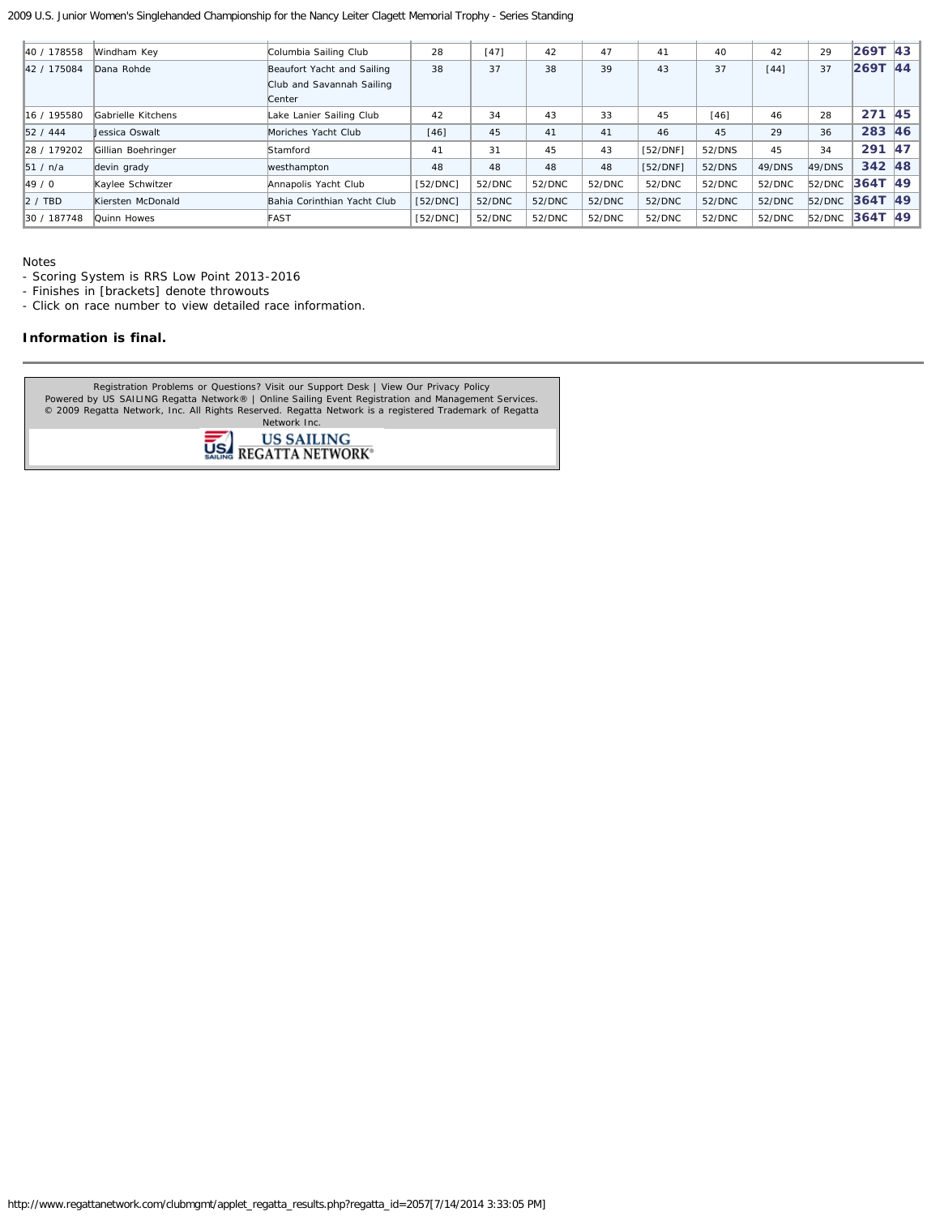| | | | | | | | | | | | | |
|---|---|---|---|---|---|---|---|---|---|---|---|---|
| 40 / 178558 | Windham Key | Columbia Sailing Club | 28 | [47] | 42 | 47 | 41 | 40 | 42 | 29 | **269T** | **43** |
| 42 / 175084 | Dana Rohde | Beaufort Yacht and Sailing Club and Savannah Sailing Center | 38 | 37 | 38 | 39 | 43 | 37 | [44] | 37 | **269T** | **44** |
| 16 / 195580 | Gabrielle Kitchens | Lake Lanier Sailing Club | 42 | 34 | 43 | 33 | 45 | [46] | 46 | 28 | **271** | **45** |
| 52 / 444 | Jessica Oswalt | Moriches Yacht Club | [46] | 45 | 41 | 41 | 46 | 45 | 29 | 36 | **283** | **46** |
| 28 / 179202 | Gillian Boehringer | Stamford | 41 | 31 | 45 | 43 | [52/DNF] | 52/DNS | 45 | 34 | **291** | **47** |
| 51 / n/a | devin grady | westhampton | 48 | 48 | 48 | 48 | [52/DNF] | 52/DNS | 49/DNS | 49/DNS | **342** | **48** |
| 49 / 0 | Kaylee Schwitzer | Annapolis Yacht Club | [52/DNC] | 52/DNC | 52/DNC | 52/DNC | 52/DNC | 52/DNC | 52/DNC | 52/DNC | **364T** | **49** |
| 2 / TBD | Kiersten McDonald | Bahia Corinthian Yacht Club | [52/DNC] | 52/DNC | 52/DNC | 52/DNC | 52/DNC | 52/DNC | 52/DNC | 52/DNC | **364T** | **49** |
| 30 / 187748 | Quinn Howes | FAST | [52/DNC] | 52/DNC | 52/DNC | 52/DNC | 52/DNC | 52/DNC | 52/DNC | 52/DNC | **364T** | **49** |

Notes
- Scoring System is RRS Low Point 2013-2016
- Finishes in [brackets] denote throwouts
- Click on race number to view detailed race information.

**Information is final.**

Registration Problems or Questions? Visit our Support Desk | View Our Privacy Policy
Powered by US SAILING Regatta Network® | Online Sailing Event Registration and Management Services.
© 2009 Regatta Network, Inc. All Rights Reserved. Regatta Network is a registered Trademark of Regatta Network Inc.

US SAILING REGATTA NETWORK®